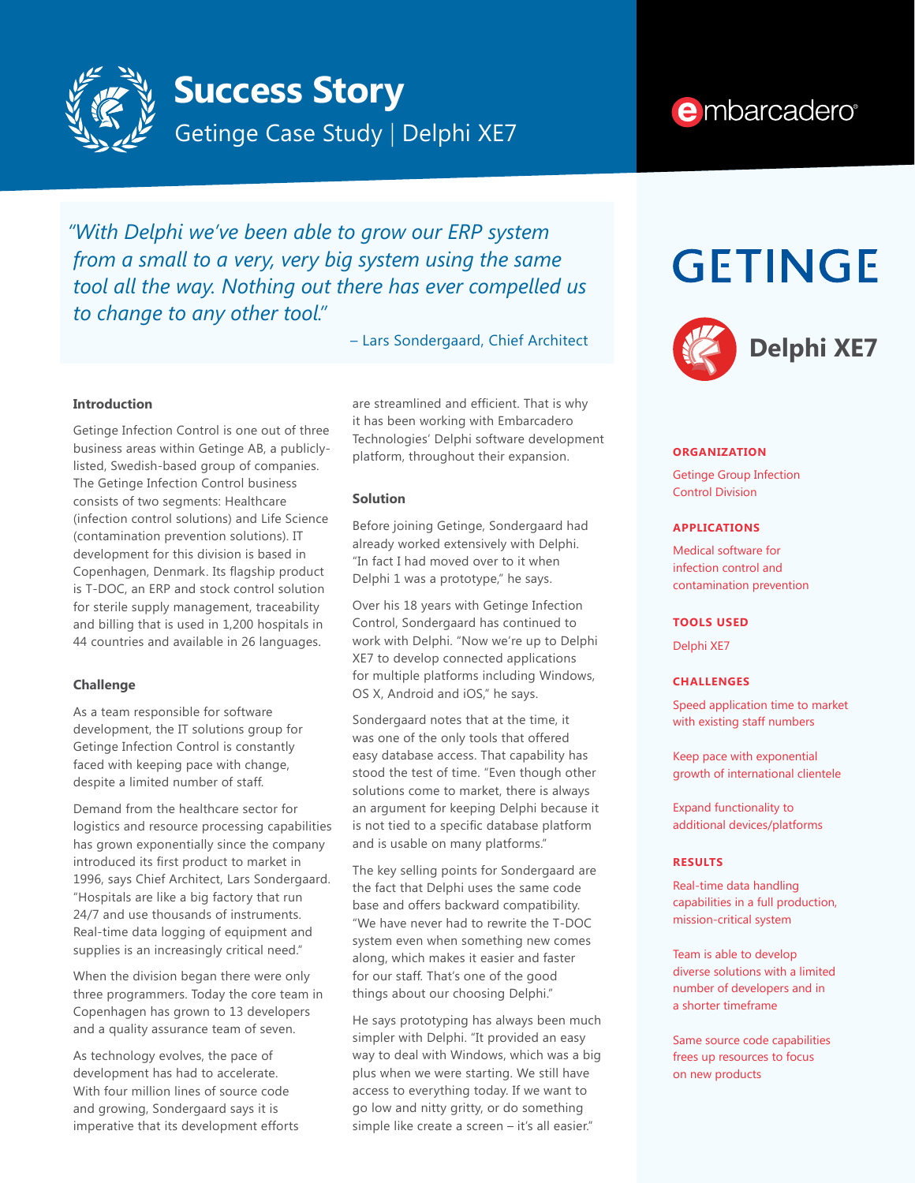# Success Story

Getinge Case Study | Delphi XE7

embarcadero

> *"With Delphi we've been able to grow our ERP system from a small to a very, very big system using the same tool all the way. Nothing out there has ever compelled us to change to any other tool."*
>
> – Lars Sondergaard, Chief Architect

GETINGE

Delphi XE7

### Introduction

Getinge Infection Control is one out of three business areas within Getinge AB, a publicly-listed, Swedish-based group of companies. The Getinge Infection Control business consists of two segments: Healthcare (infection control solutions) and Life Science (contamination prevention solutions). IT development for this division is based in Copenhagen, Denmark. Its flagship product is T-DOC, an ERP and stock control solution for sterile supply management, traceability and billing that is used in 1,200 hospitals in 44 countries and available in 26 languages.

### Challenge

As a team responsible for software development, the IT solutions group for Getinge Infection Control is constantly faced with keeping pace with change, despite a limited number of staff.

Demand from the healthcare sector for logistics and resource processing capabilities has grown exponentially since the company introduced its first product to market in 1996, says Chief Architect, Lars Sondergaard. "Hospitals are like a big factory that run 24/7 and use thousands of instruments. Real-time data logging of equipment and supplies is an increasingly critical need."

When the division began there were only three programmers. Today the core team in Copenhagen has grown to 13 developers and a quality assurance team of seven.

As technology evolves, the pace of development has had to accelerate. With four million lines of source code and growing, Sondergaard says it is imperative that its development efforts are streamlined and efficient. That is why it has been working with Embarcadero Technologies' Delphi software development platform, throughout their expansion.

### Solution

Before joining Getinge, Sondergaard had already worked extensively with Delphi. "In fact I had moved over to it when Delphi 1 was a prototype," he says.

Over his 18 years with Getinge Infection Control, Sondergaard has continued to work with Delphi. "Now we're up to Delphi XE7 to develop connected applications for multiple platforms including Windows, OS X, Android and iOS," he says.

Sondergaard notes that at the time, it was one of the only tools that offered easy database access. That capability has stood the test of time. "Even though other solutions come to market, there is always an argument for keeping Delphi because it is not tied to a specific database platform and is usable on many platforms."

The key selling points for Sondergaard are the fact that Delphi uses the same code base and offers backward compatibility. "We have never had to rewrite the T-DOC system even when something new comes along, which makes it easier and faster for our staff. That's one of the good things about our choosing Delphi."

He says prototyping has always been much simpler with Delphi. "It provided an easy way to deal with Windows, which was a big plus when we were starting. We still have access to everything today. If we want to go low and nitty gritty, or do something simple like create a screen – it's all easier."

#### ORGANIZATION

Getinge Group Infection Control Division

#### APPLICATIONS

Medical software for infection control and contamination prevention

#### TOOLS USED

Delphi XE7

#### CHALLENGES

Speed application time to market with existing staff numbers

Keep pace with exponential growth of international clientele

Expand functionality to additional devices/platforms

#### RESULTS

Real-time data handling capabilities in a full production, mission-critical system

Team is able to develop diverse solutions with a limited number of developers and in a shorter timeframe

Same source code capabilities frees up resources to focus on new products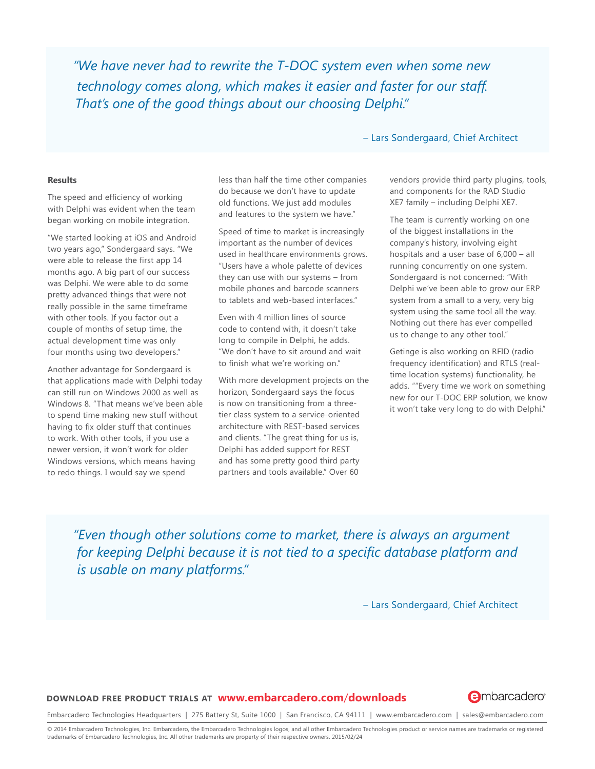> *"We have never had to rewrite the T-DOC system even when some new technology comes along, which makes it easier and faster for our staff. That's one of the good things about our choosing Delphi."*
>
> – Lars Sondergaard, Chief Architect

**Results**

The speed and efficiency of working with Delphi was evident when the team began working on mobile integration.

"We started looking at iOS and Android two years ago," Sondergaard says. "We were able to release the first app 14 months ago. A big part of our success was Delphi. We were able to do some pretty advanced things that were not really possible in the same timeframe with other tools. If you factor out a couple of months of setup time, the actual development time was only four months using two developers."

Another advantage for Sondergaard is that applications made with Delphi today can still run on Windows 2000 as well as Windows 8. "That means we've been able to spend time making new stuff without having to fix older stuff that continues to work. With other tools, if you use a newer version, it won't work for older Windows versions, which means having to redo things. I would say we spend less than half the time other companies do because we don't have to update old functions. We just add modules and features to the system we have."

Speed of time to market is increasingly important as the number of devices used in healthcare environments grows. "Users have a whole palette of devices they can use with our systems – from mobile phones and barcode scanners to tablets and web-based interfaces."

Even with 4 million lines of source code to contend with, it doesn't take long to compile in Delphi, he adds. "We don't have to sit around and wait to finish what we're working on."

With more development projects on the horizon, Sondergaard says the focus is now on transitioning from a three-tier class system to a service-oriented architecture with REST-based services and clients. "The great thing for us is, Delphi has added support for REST and has some pretty good third party partners and tools available." Over 60 vendors provide third party plugins, tools, and components for the RAD Studio XE7 family – including Delphi XE7.

The team is currently working on one of the biggest installations in the company's history, involving eight hospitals and a user base of 6,000 – all running concurrently on one system. Sondergaard is not concerned: "With Delphi we've been able to grow our ERP system from a small to a very, very big system using the same tool all the way. Nothing out there has ever compelled us to change to any other tool."

Getinge is also working on RFID (radio frequency identification) and RTLS (real-time location systems) functionality, he adds. ""Every time we work on something new for our T-DOC ERP solution, we know it won't take very long to do with Delphi."

> *"Even though other solutions come to market, there is always an argument for keeping Delphi because it is not tied to a specific database platform and is usable on many platforms."*
>
> – Lars Sondergaard, Chief Architect

**DOWNLOAD FREE PRODUCT TRIALS AT www.embarcadero.com/downloads**

embarcadero

Embarcadero Technologies Headquarters | 275 Battery St, Suite 1000 | San Francisco, CA 94111 | www.embarcadero.com | sales@embarcadero.com

© 2014 Embarcadero Technologies, Inc. Embarcadero, the Embarcadero Technologies logos, and all other Embarcadero Technologies product or service names are trademarks or registered trademarks of Embarcadero Technologies, Inc. All other trademarks are property of their respective owners. 2015/02/24